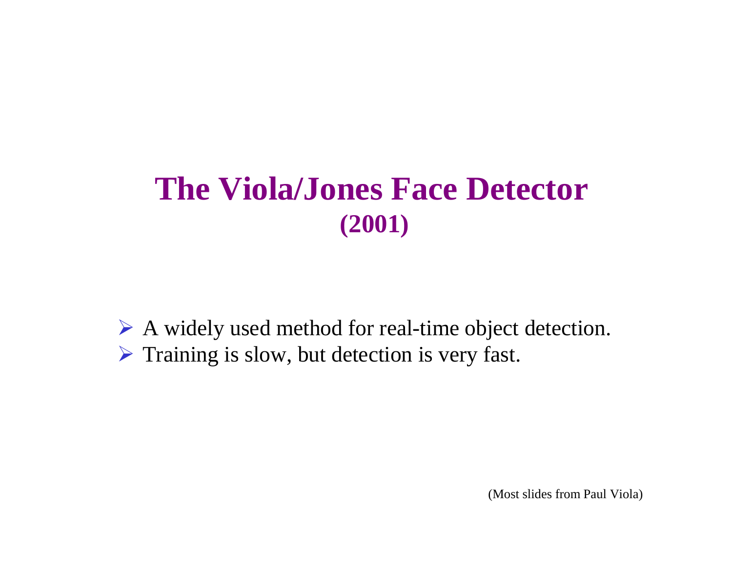# The Viola/Jones Face Detector
## (2001)

- A widely used method for real-time object detection.
- Training is slow, but detection is very fast.

(Most slides from Paul Viola)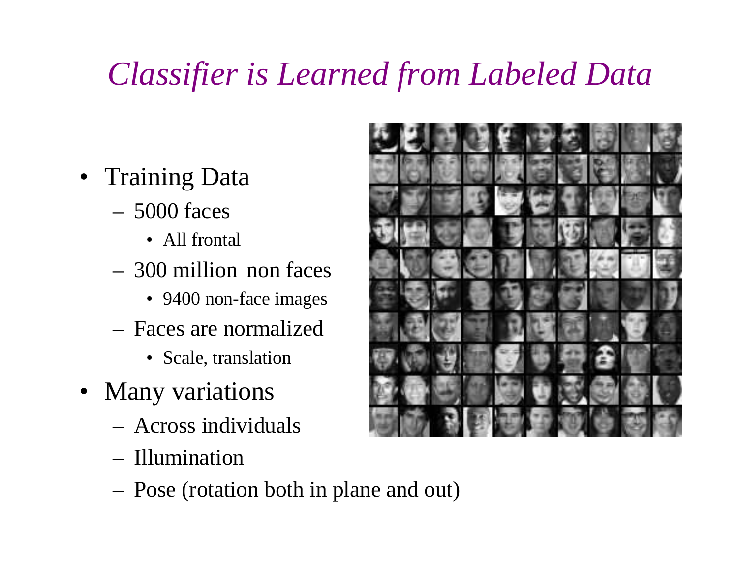# *Classifier is Learned from Labeled Data*

- Training Data
  - 5000 faces
    - All frontal
  - 300 million non faces
    - 9400 non-face images
  - Faces are normalized
    - Scale, translation
- Many variations
  - Across individuals
  - Illumination
  - Pose (rotation both in plane and out)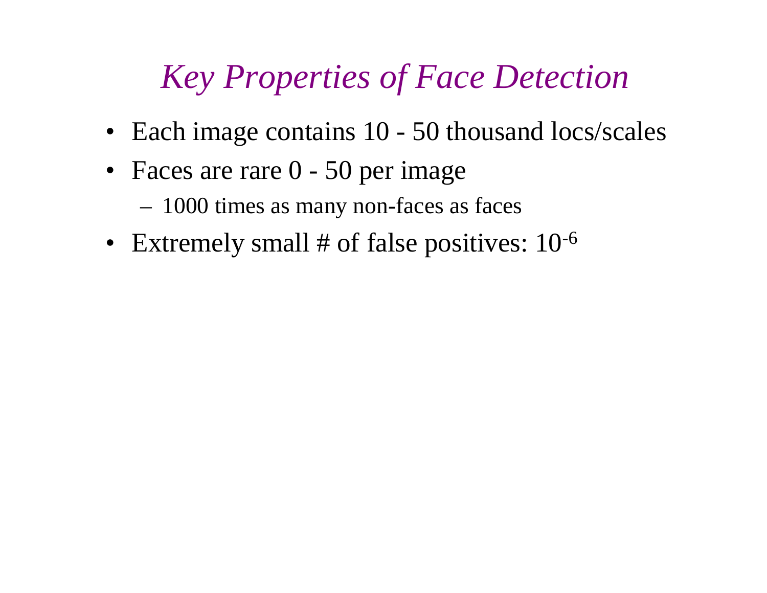# *Key Properties of Face Detection*

- Each image contains 10 - 50 thousand locs/scales
- Faces are rare 0 - 50 per image
  - 1000 times as many non-faces as faces
- Extremely small # of false positives: $10^{-6}$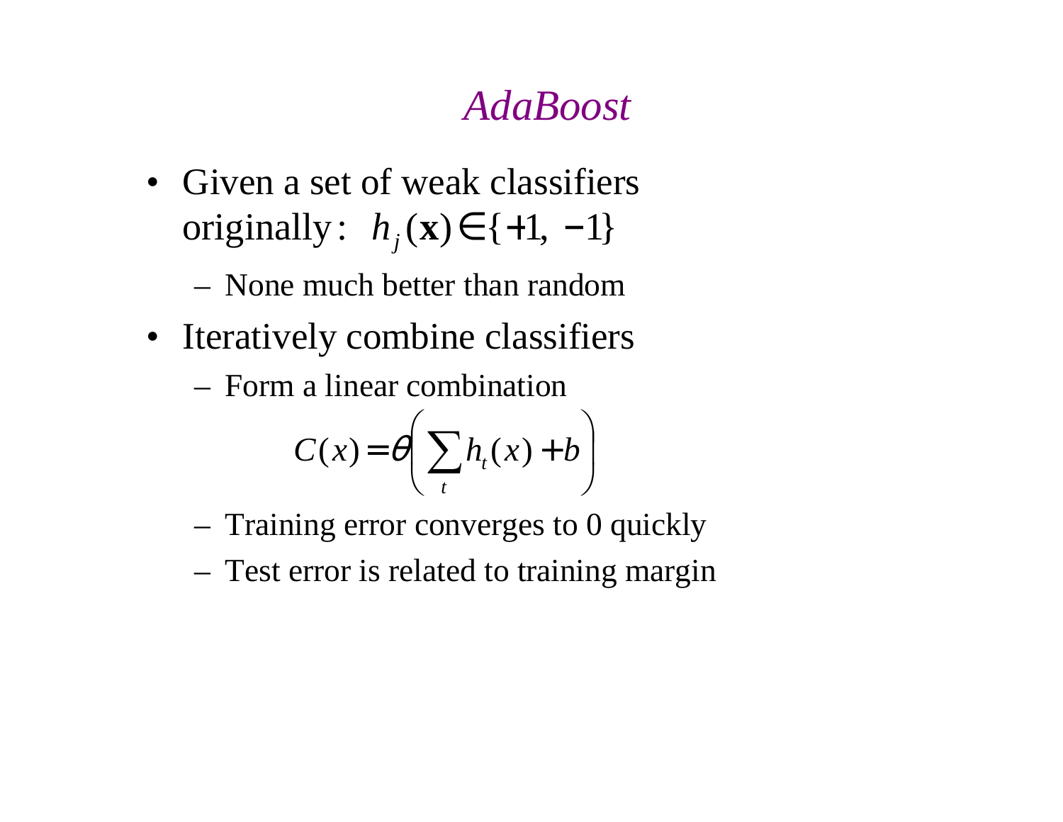# *AdaBoost*

- Given a set of weak classifiers originally: $h_j(\mathbf{x}) \in \{+1, -1\}$
  - None much better than random
- Iteratively combine classifiers
  - Form a linear combination

$$C(x) = \theta\left(\sum_t h_t(x) + b\right)$$

  - Training error converges to 0 quickly
  - Test error is related to training margin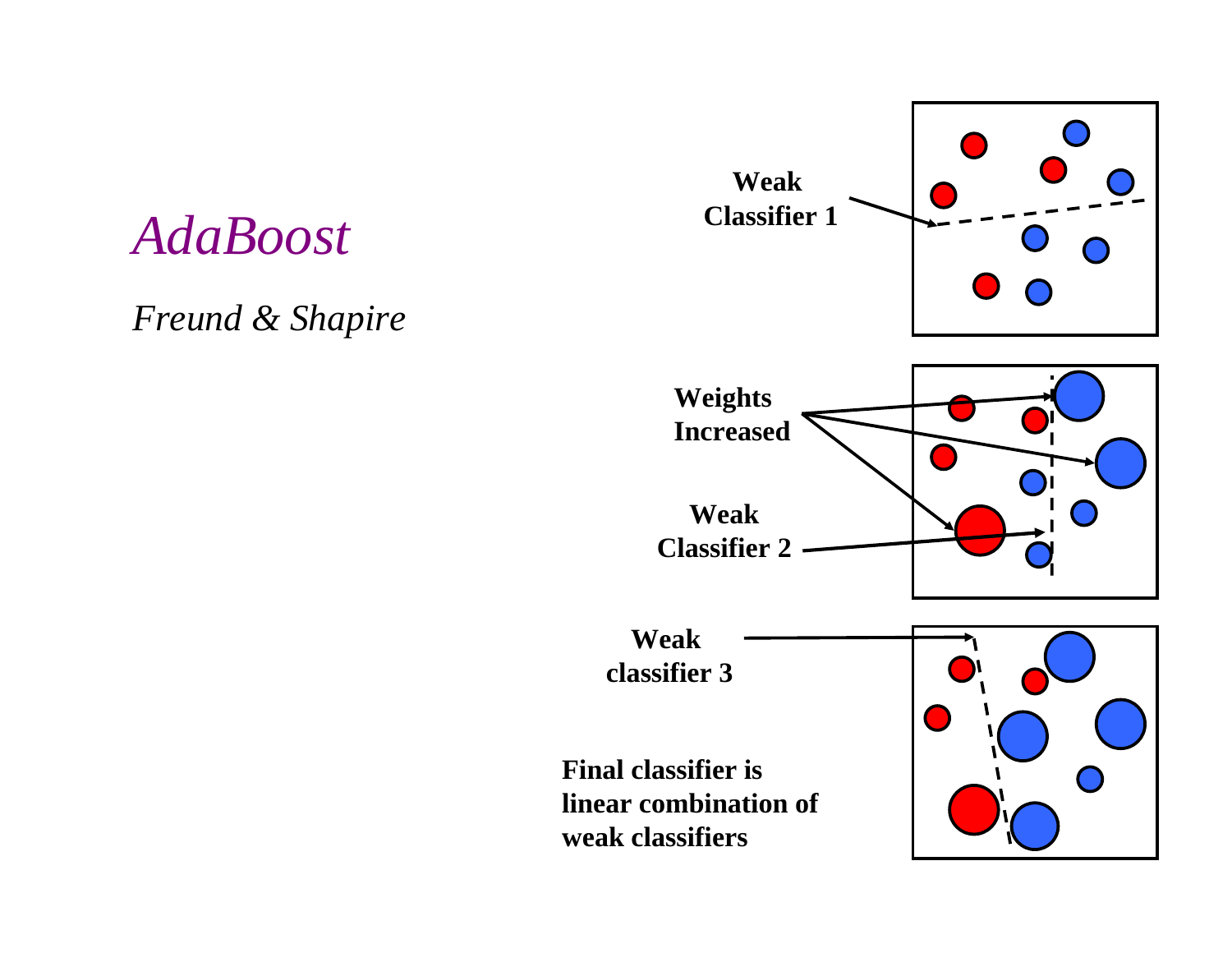# *AdaBoost*

*Freund & Shapire*

**Weak Classifier 1**

**Weights Increased**

**Weak Classifier 2**

**Weak classifier 3**

**Final classifier is linear combination of weak classifiers**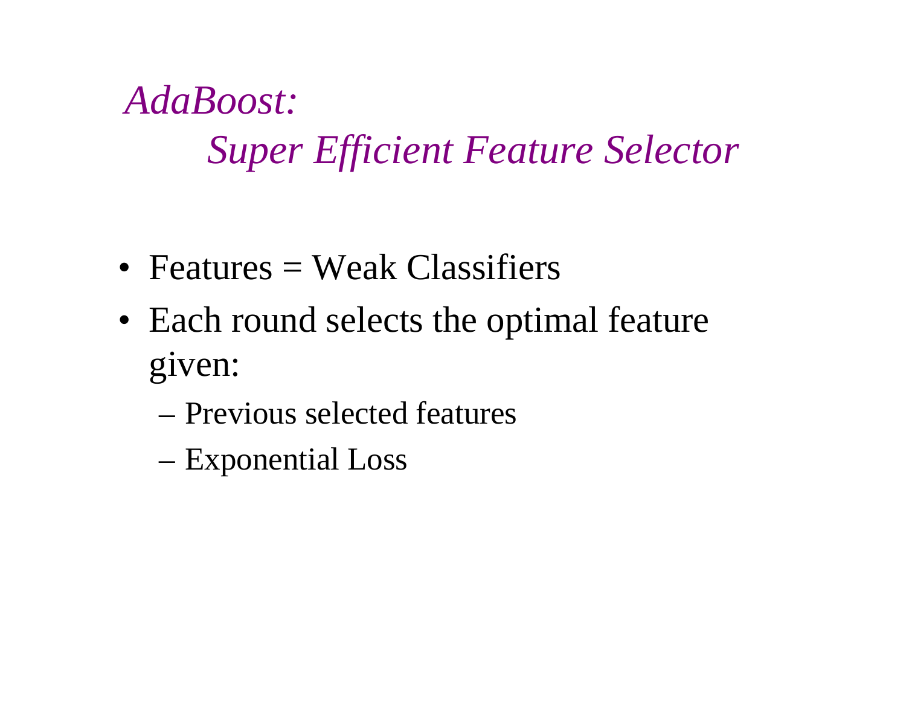# *AdaBoost: Super Efficient Feature Selector*

- Features = Weak Classifiers
- Each round selects the optimal feature given:
  - Previous selected features
  - Exponential Loss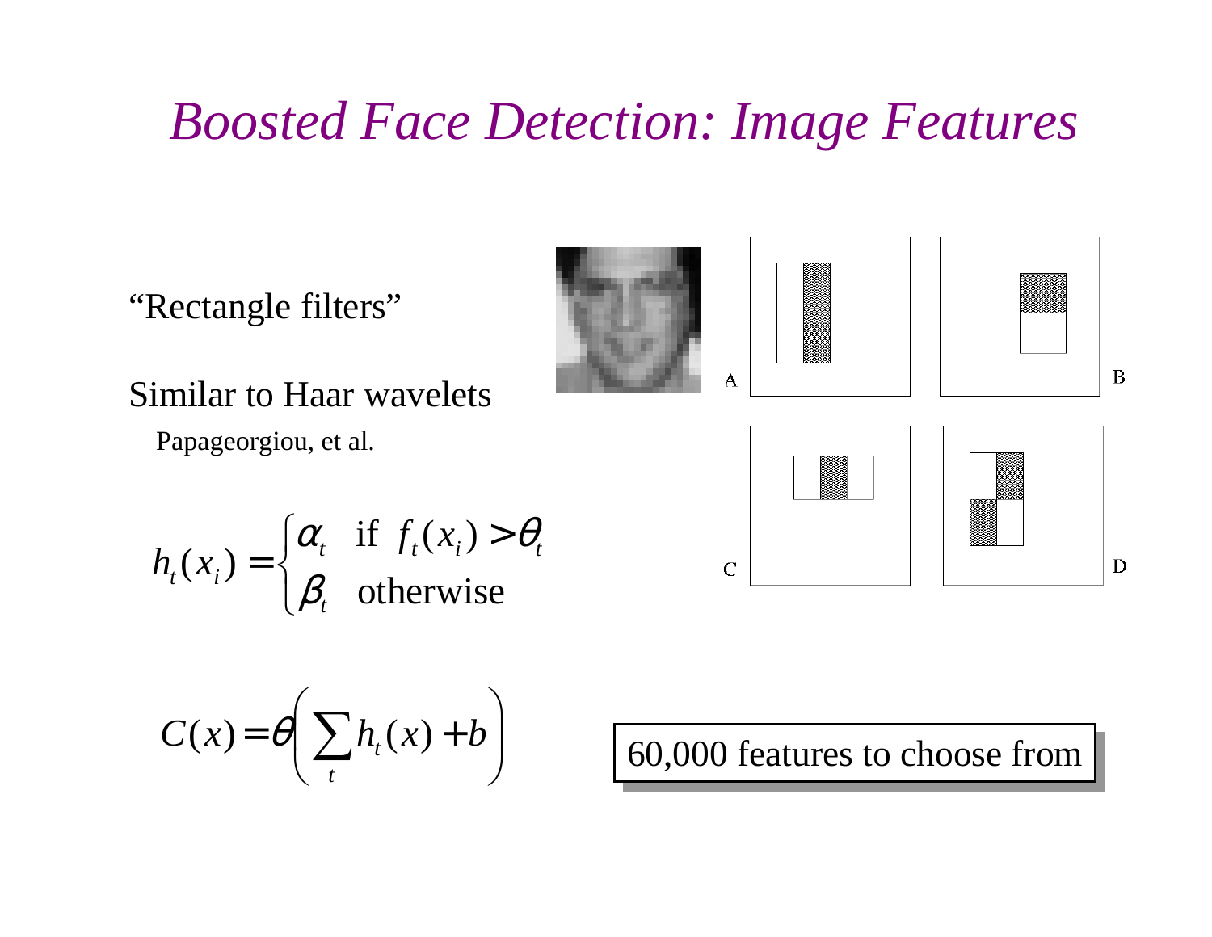# *Boosted Face Detection: Image Features*

"Rectangle filters"

Similar to Haar wavelets

Papageorgiou, et al.

$$h_t(x_i) = \begin{cases} \alpha_t & \text{if } f_t(x_i) > \theta_t \\ \beta_t & \text{otherwise} \end{cases}$$

$$C(x) = \theta\left(\sum_t h_t(x) + b\right)$$

A

B

C

D

60,000 features to choose from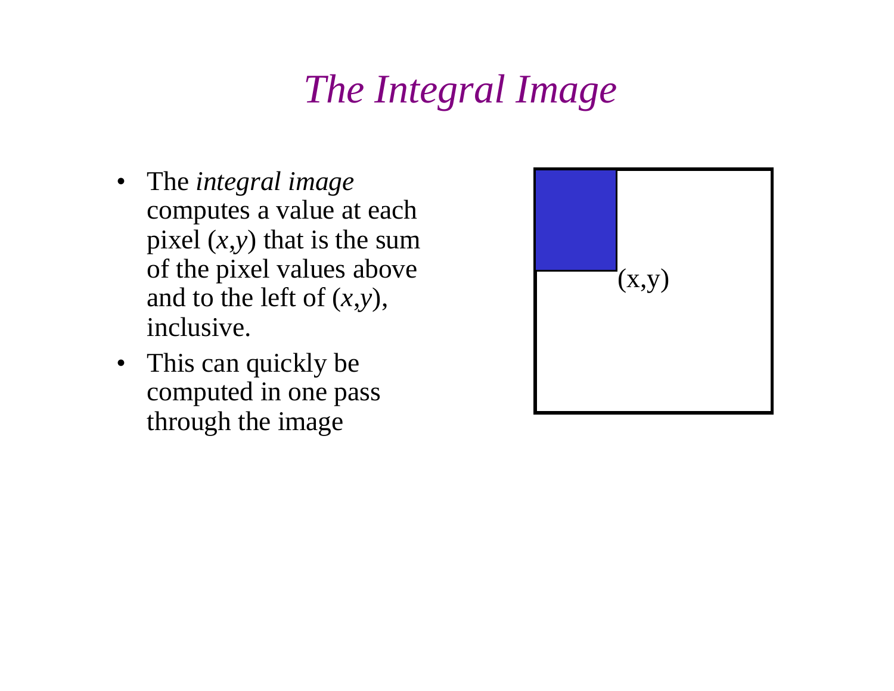# *The Integral Image*

- The *integral image* computes a value at each pixel ($x$,$y$) that is the sum of the pixel values above and to the left of ($x$,$y$), inclusive.
- This can quickly be computed in one pass through the image

(x,y)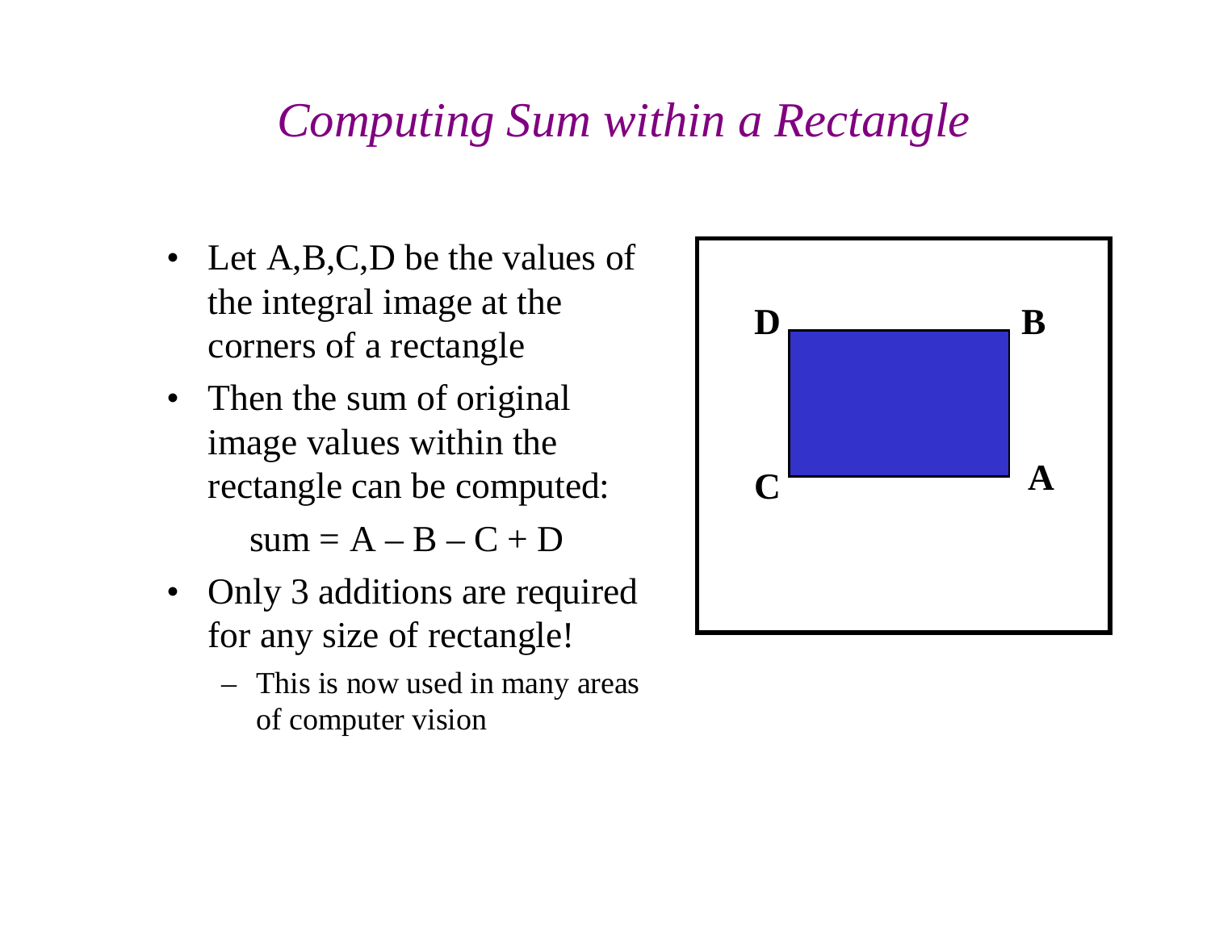# *Computing Sum within a Rectangle*

- Let A,B,C,D be the values of the integral image at the corners of a rectangle
- Then the sum of original image values within the rectangle can be computed:

  $$\text{sum} = A - B - C + D$$

- Only 3 additions are required for any size of rectangle!
  - This is now used in many areas of computer vision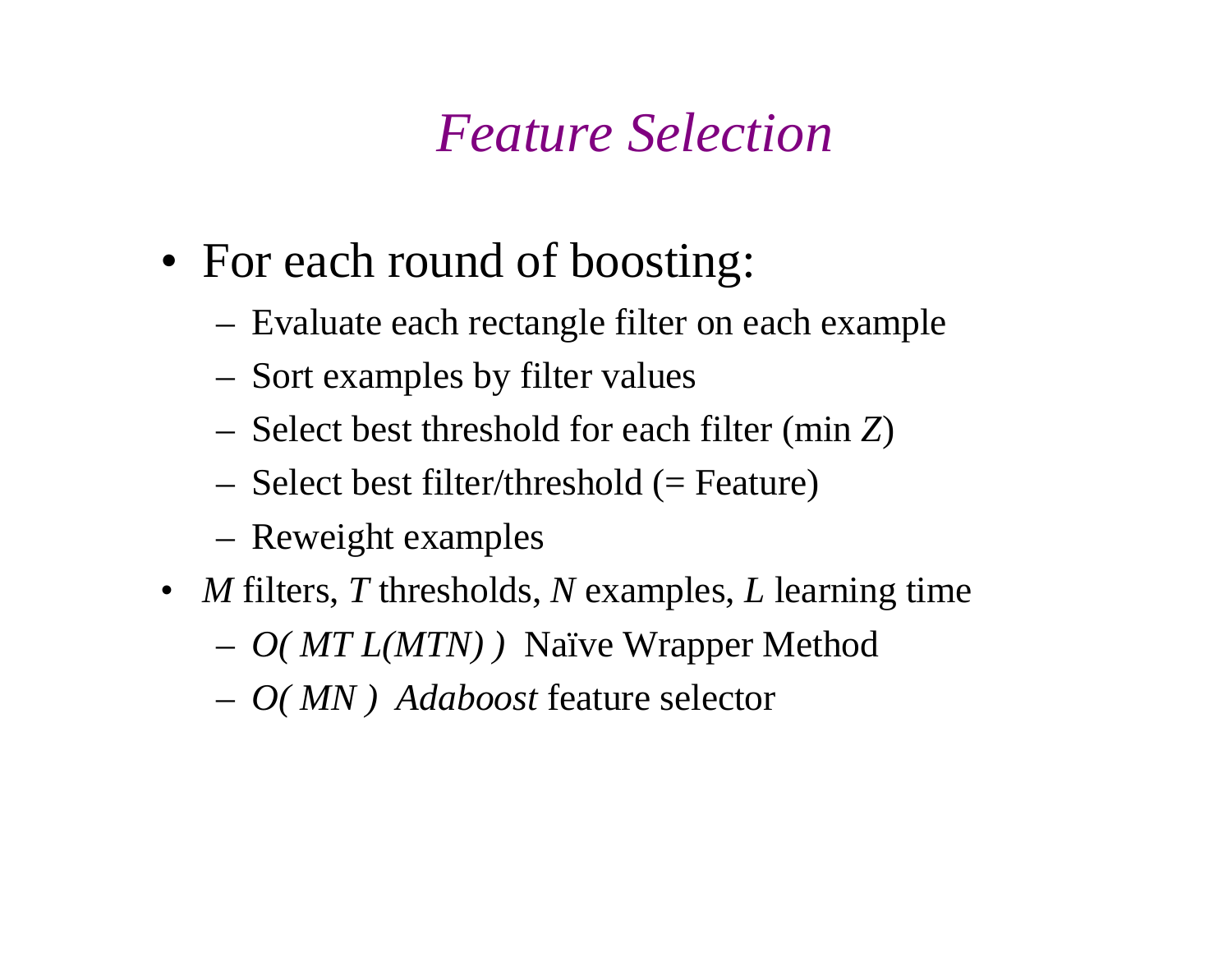# *Feature Selection*

- For each round of boosting:
  - Evaluate each rectangle filter on each example
  - Sort examples by filter values
  - Select best threshold for each filter (min $Z$)
  - Select best filter/threshold (= Feature)
  - Reweight examples
- $M$ filters, $T$ thresholds, $N$ examples, $L$ learning time
  - $O(\ MT\ L(MTN)\ )$ Naïve Wrapper Method
  - $O(\ MN\ )$ *Adaboost* feature selector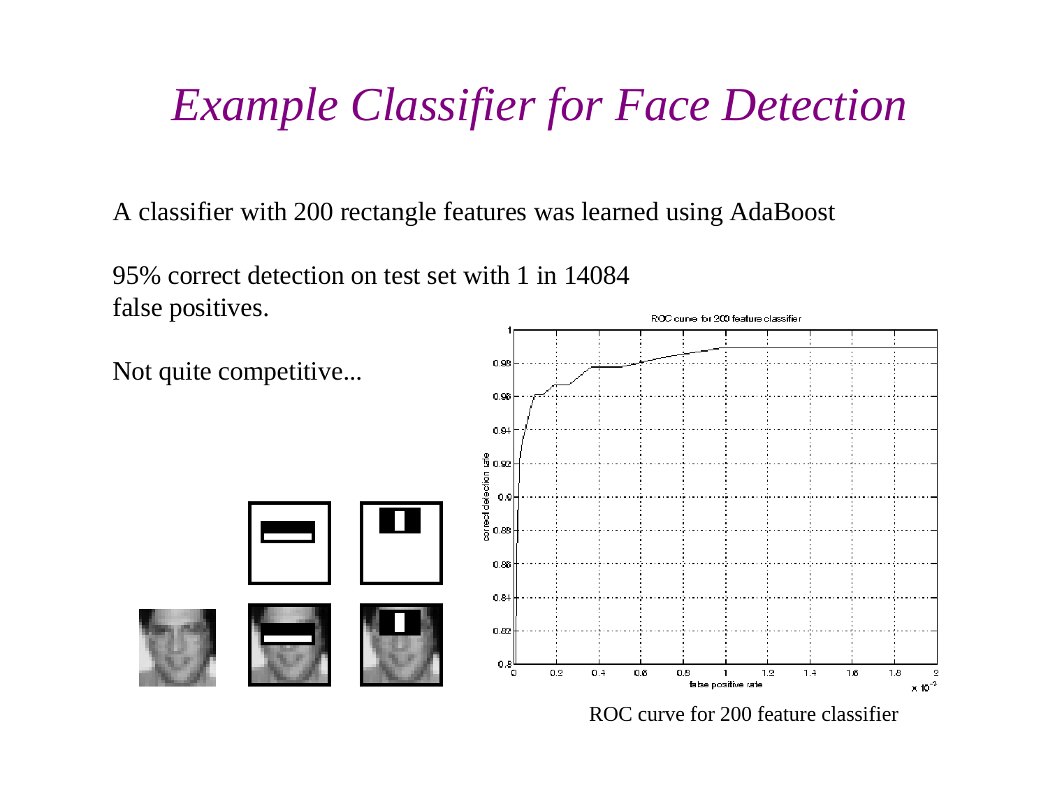# *Example Classifier for Face Detection*

A classifier with 200 rectangle features was learned using AdaBoost

95% correct detection on test set with 1 in 14084 false positives.

Not quite competitive...

ROC curve for 200 feature classifier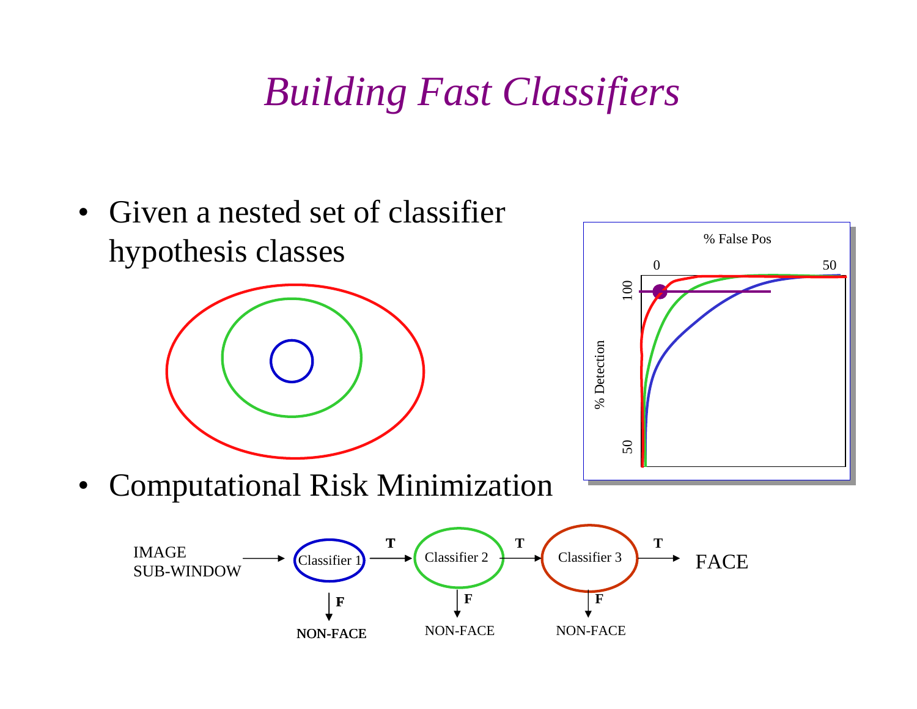# *Building Fast Classifiers*

- Given a nested set of classifier hypothesis classes

- Computational Risk Minimization

IMAGE SUB-WINDOW → Classifier 1 →(T) Classifier 2 →(T) Classifier 3 →(T) FACE

Classifier 1 →(F) NON-FACE

Classifier 2 →(F) NON-FACE

Classifier 3 →(F) NON-FACE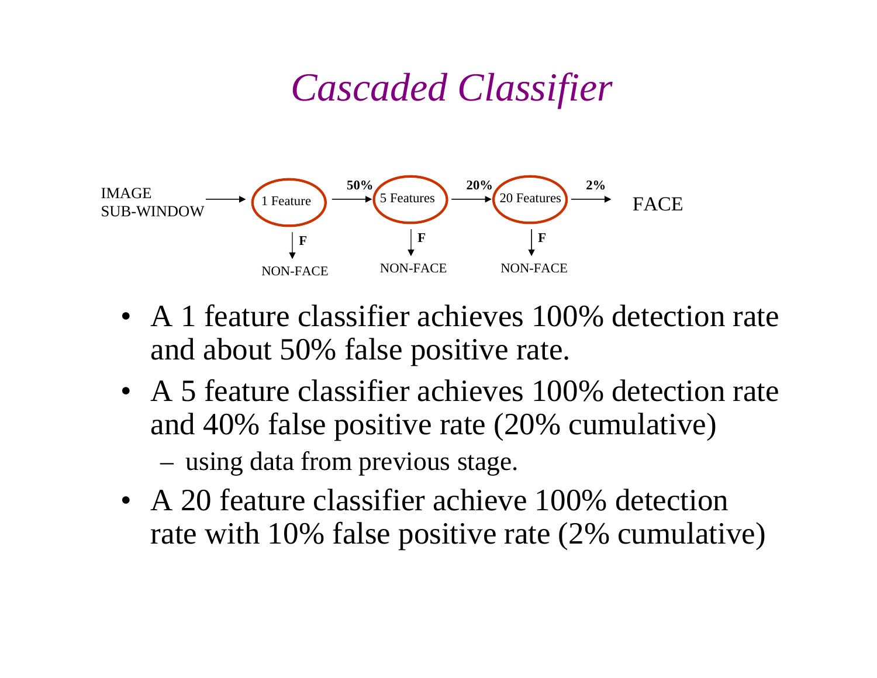# *Cascaded Classifier*

IMAGE SUB-WINDOW → 1 Feature → 50% → 5 Features → 20% → 20 Features → 2% → FACE

Each stage: F → NON-FACE

- A 1 feature classifier achieves 100% detection rate and about 50% false positive rate.
- A 5 feature classifier achieves 100% detection rate and 40% false positive rate (20% cumulative)
  - using data from previous stage.
- A 20 feature classifier achieve 100% detection rate with 10% false positive rate (2% cumulative)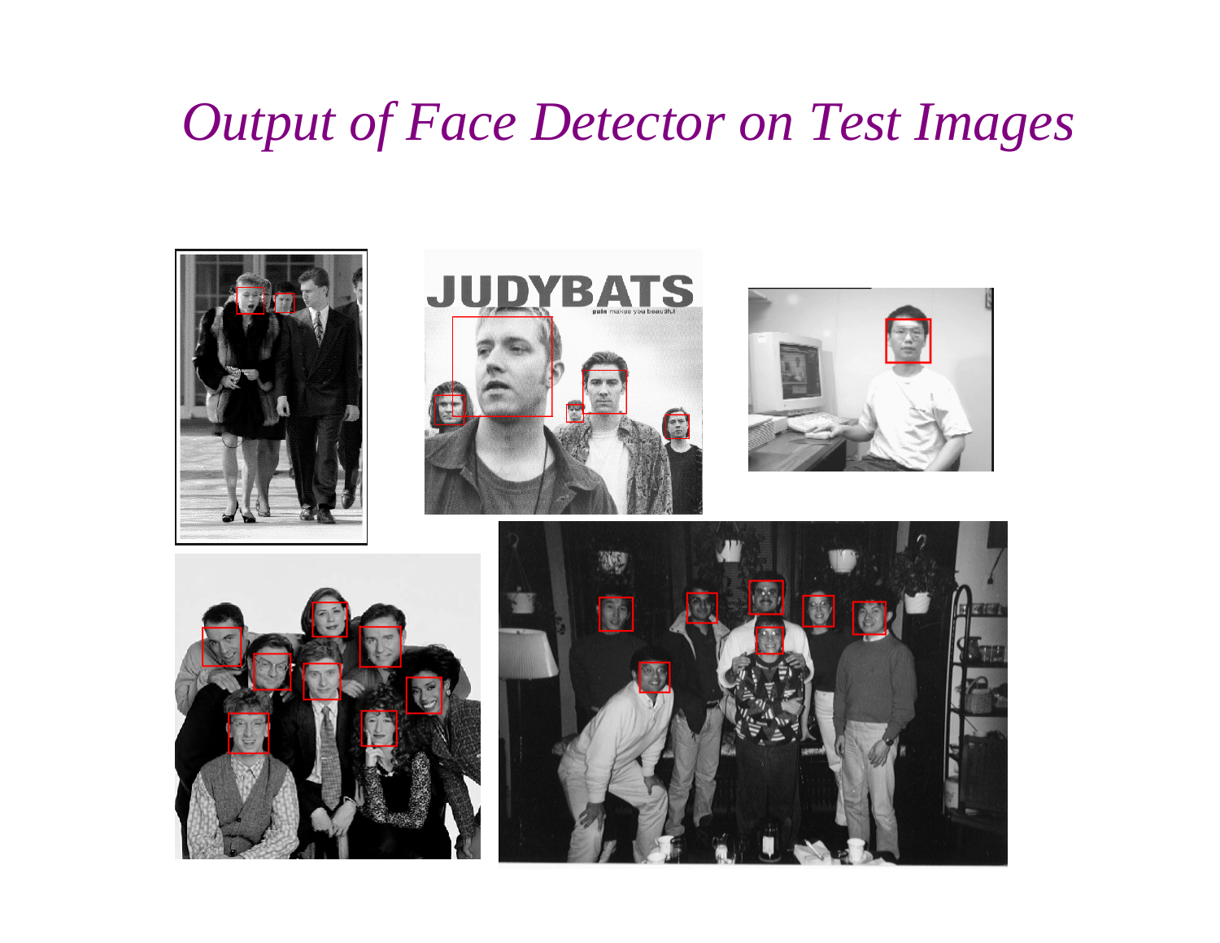# Output of Face Detector on Test Images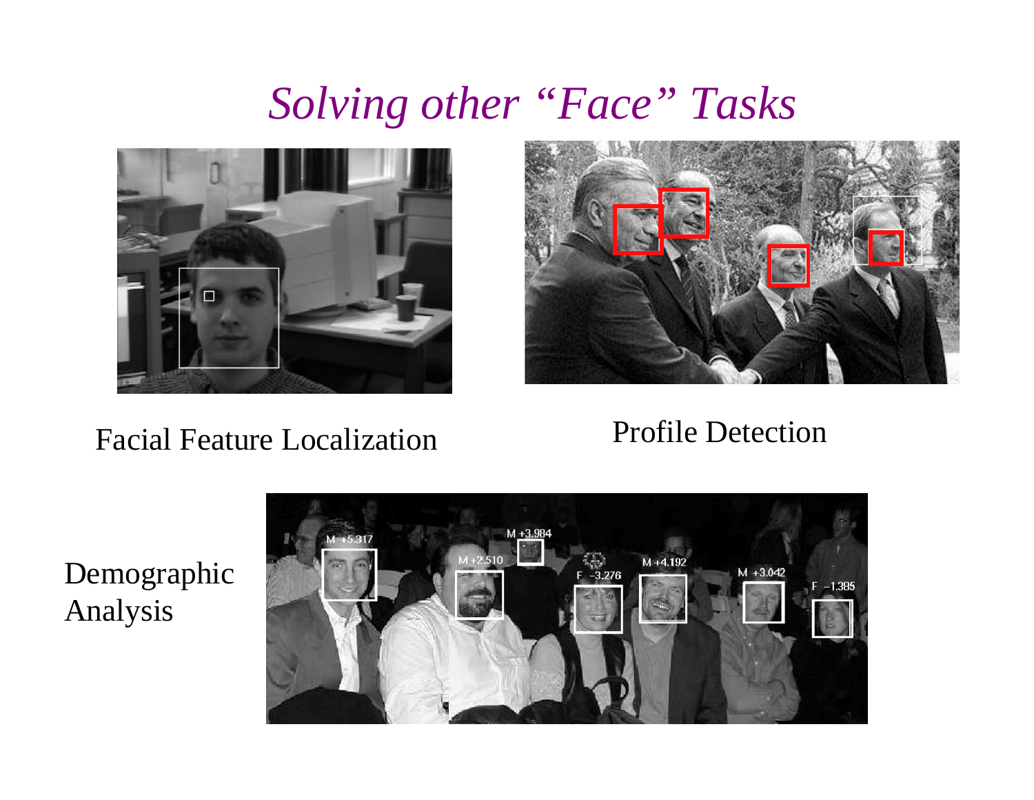# *Solving other "Face" Tasks*

Facial Feature Localization

Profile Detection

Demographic Analysis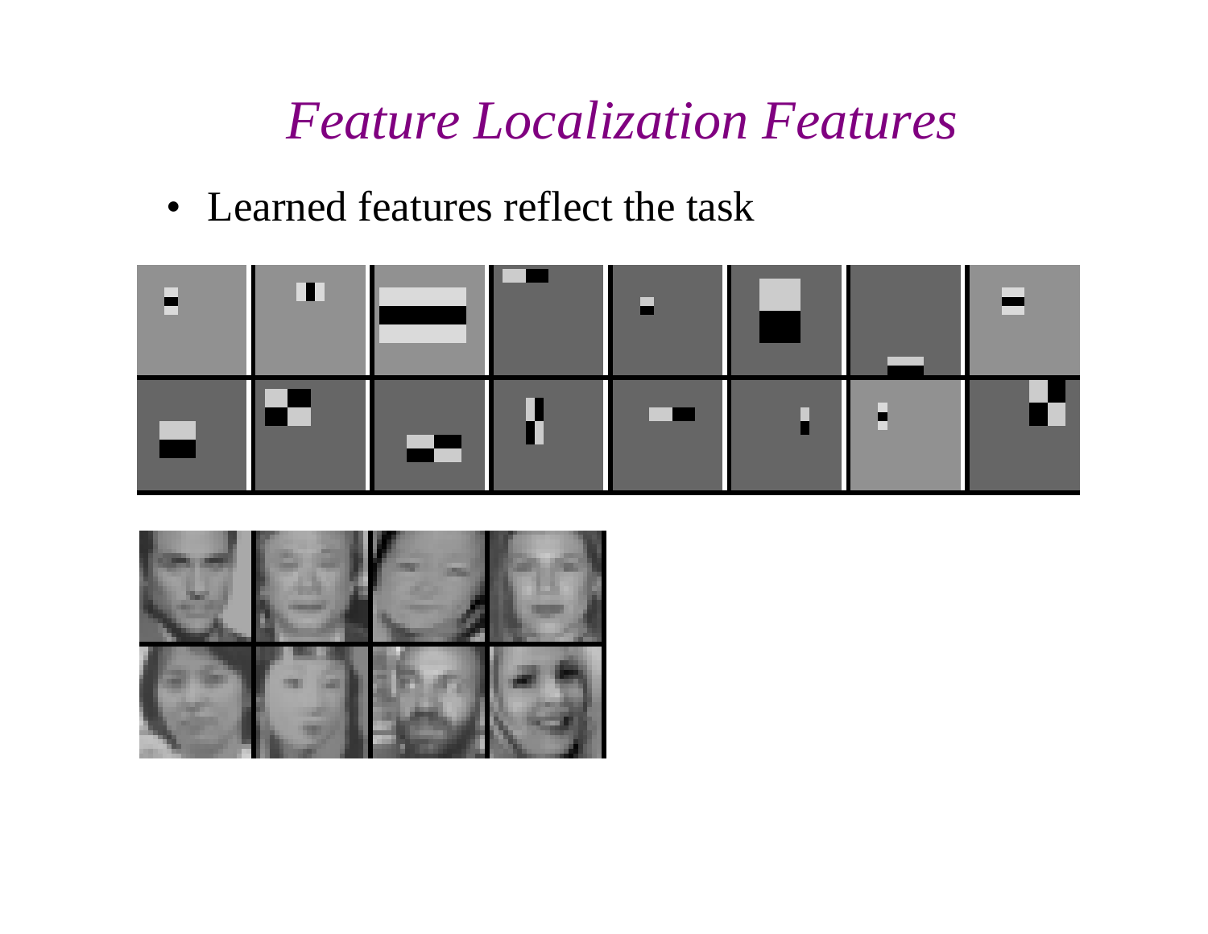# *Feature Localization Features*

- Learned features reflect the task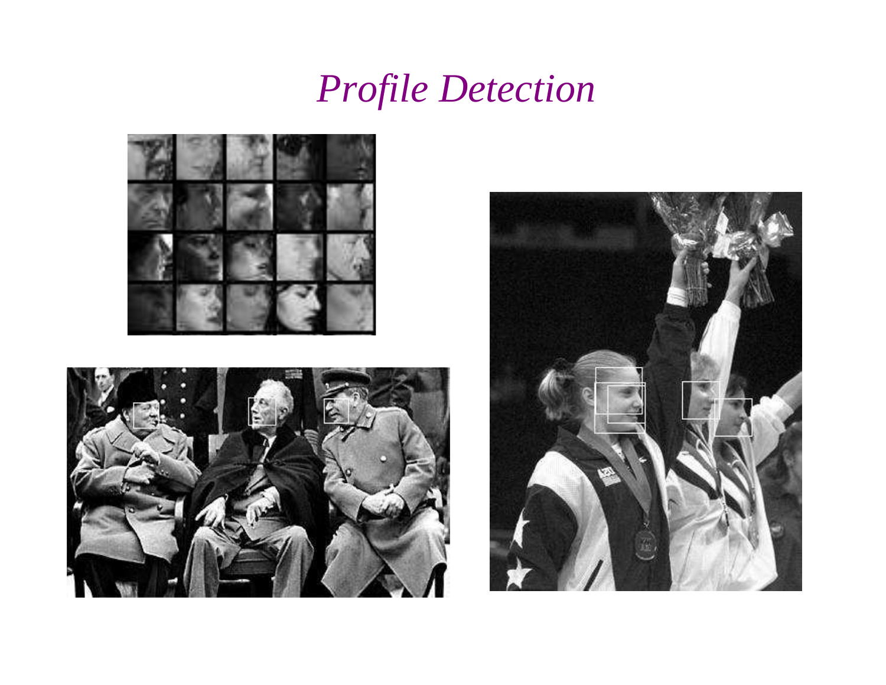# *Profile Detection*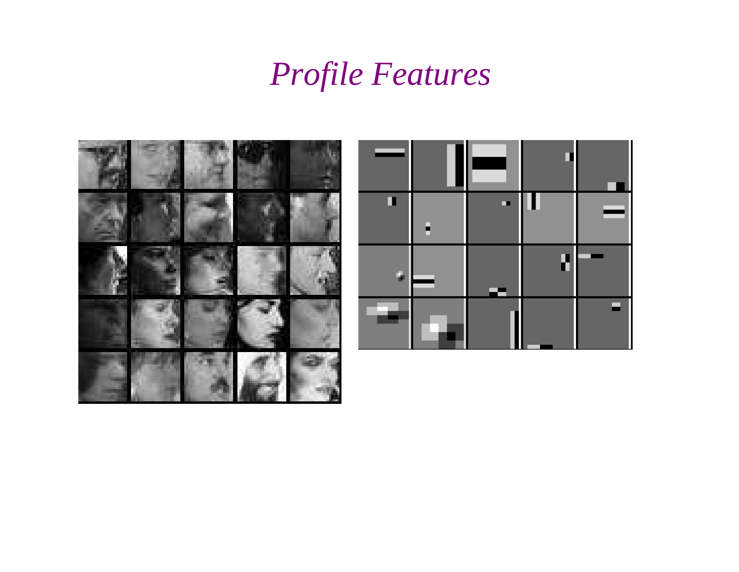# *Profile Features*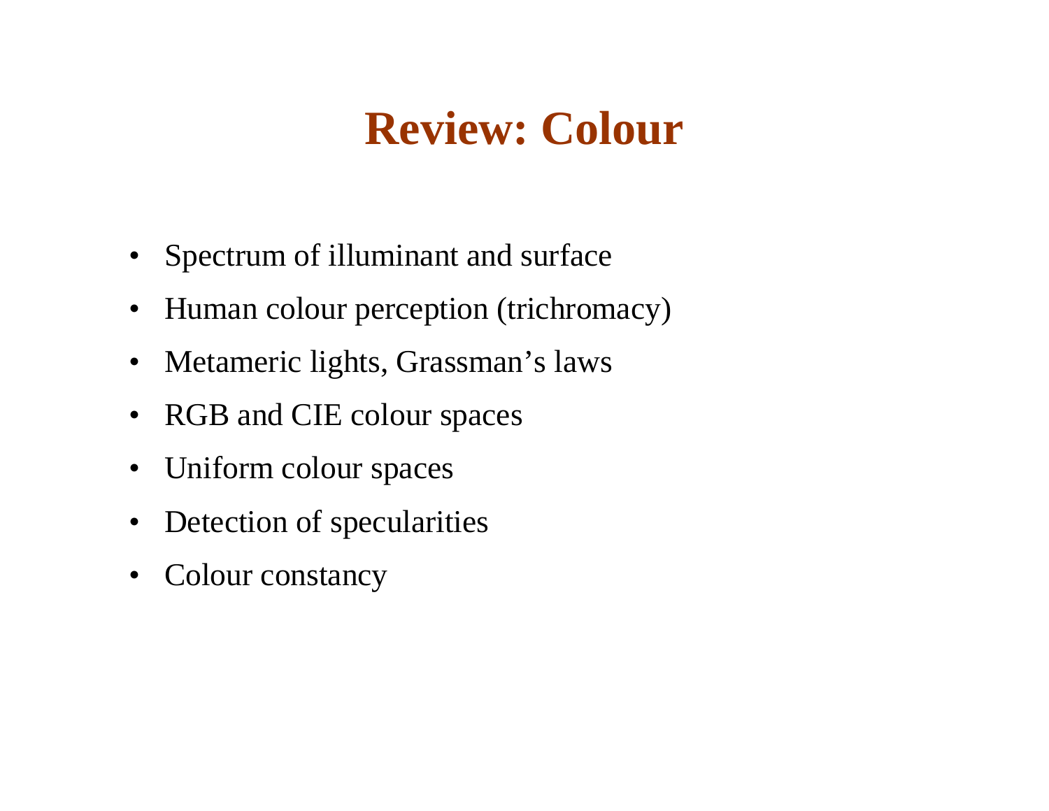# Review: Colour

- Spectrum of illuminant and surface
- Human colour perception (trichromacy)
- Metameric lights, Grassman's laws
- RGB and CIE colour spaces
- Uniform colour spaces
- Detection of specularities
- Colour constancy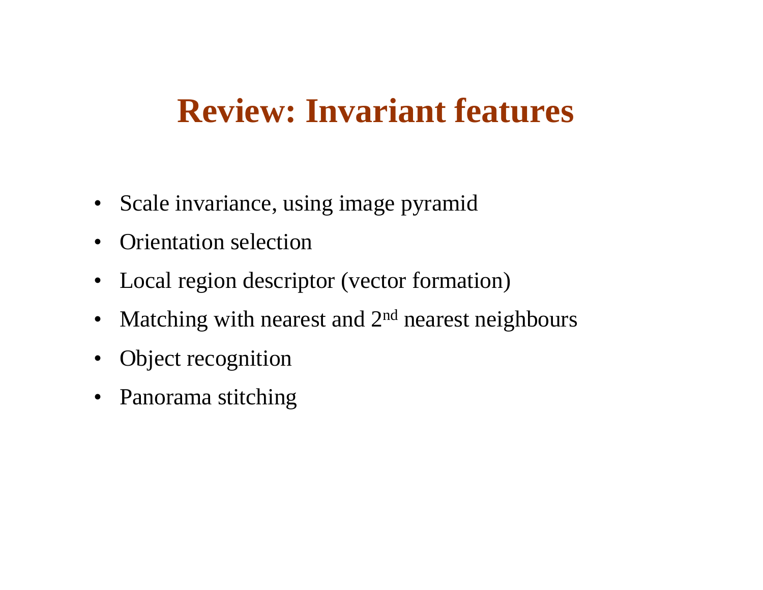# Review: Invariant features

- Scale invariance, using image pyramid
- Orientation selection
- Local region descriptor (vector formation)
- Matching with nearest and $2^{nd}$ nearest neighbours
- Object recognition
- Panorama stitching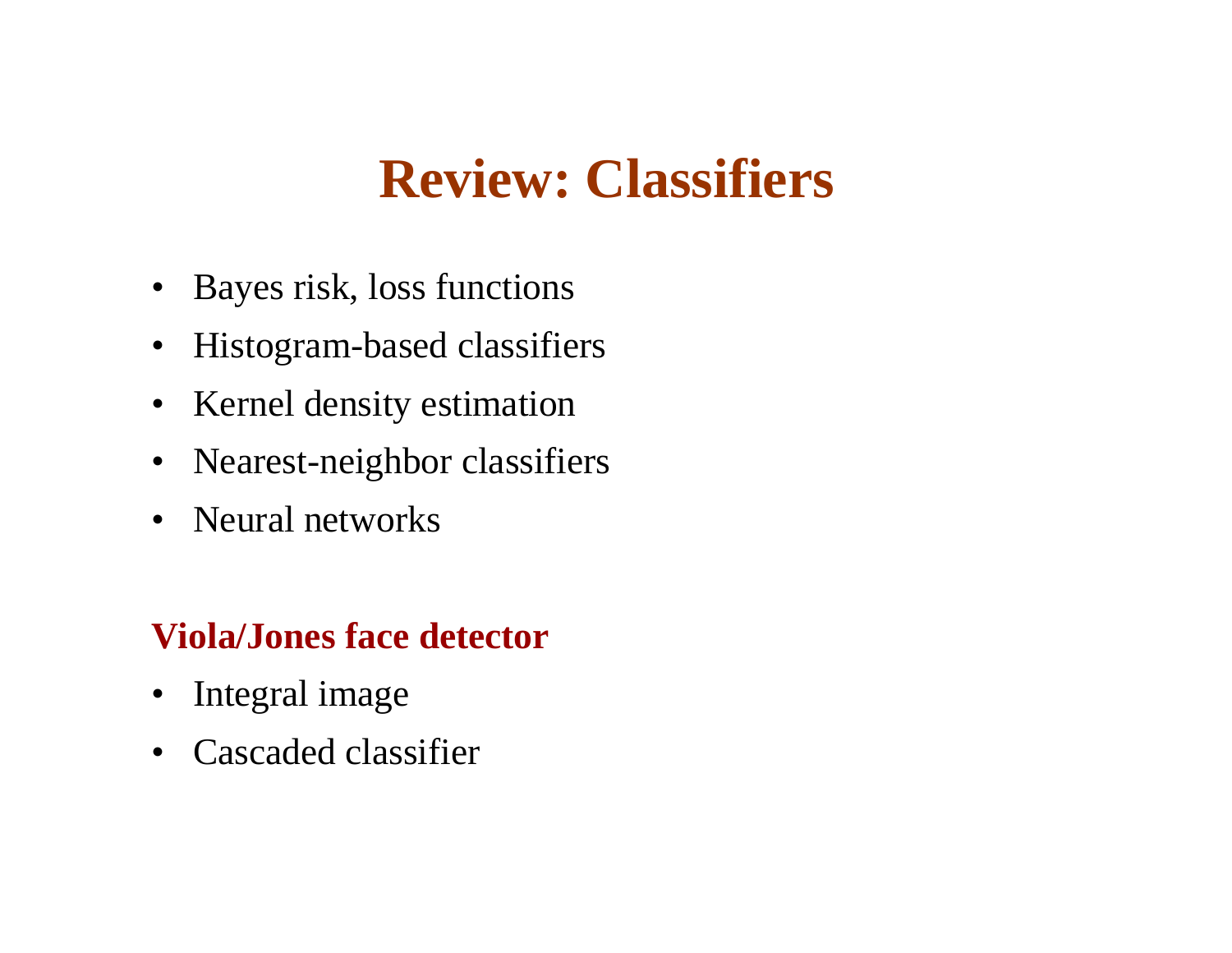# Review: Classifiers

- Bayes risk, loss functions
- Histogram-based classifiers
- Kernel density estimation
- Nearest-neighbor classifiers
- Neural networks

**Viola/Jones face detector**

- Integral image
- Cascaded classifier